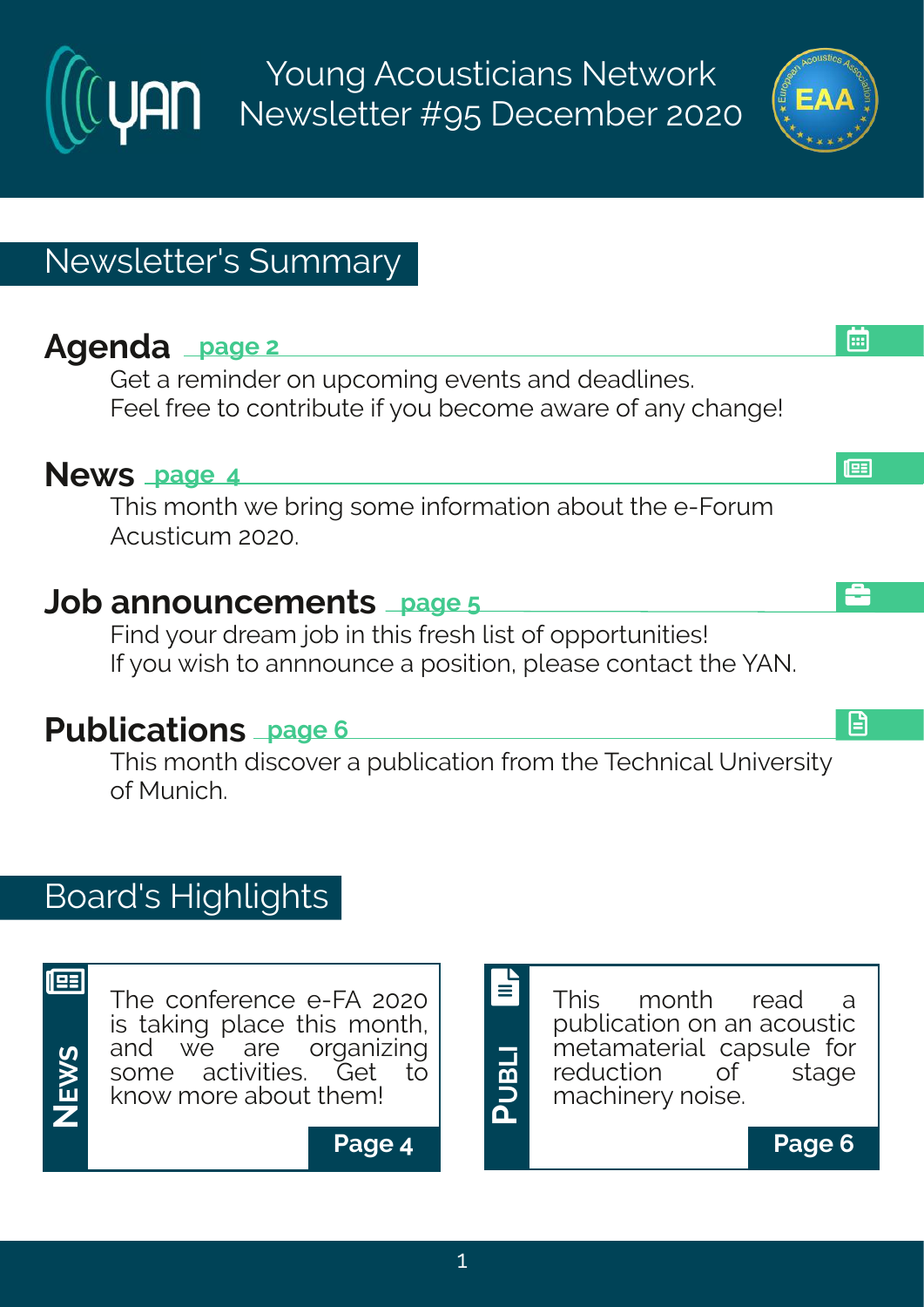# Young Acousticians Network
# Newsletter #95 December 2020

## Newsletter's Summary

### Agenda page 2

Get a reminder on upcoming events and deadlines.
Feel free to contribute if you become aware of any change!

### News page 4

This month we bring some information about the e-Forum Acusticum 2020.

### Job announcements page 5

Find your dream job in this fresh list of opportunities!
If you wish to annnounce a position, please contact the YAN.

### Publications page 6

This month discover a publication from the Technical University of Munich.

## Board's Highlights

**NEWS**

The conference e-FA 2020 is taking place this month, and we are organizing some activities. Get to know more about them!

**Page 4**

**PUBLI**

This month read a publication on an acoustic metamaterial capsule for reduction of stage machinery noise.

**Page 6**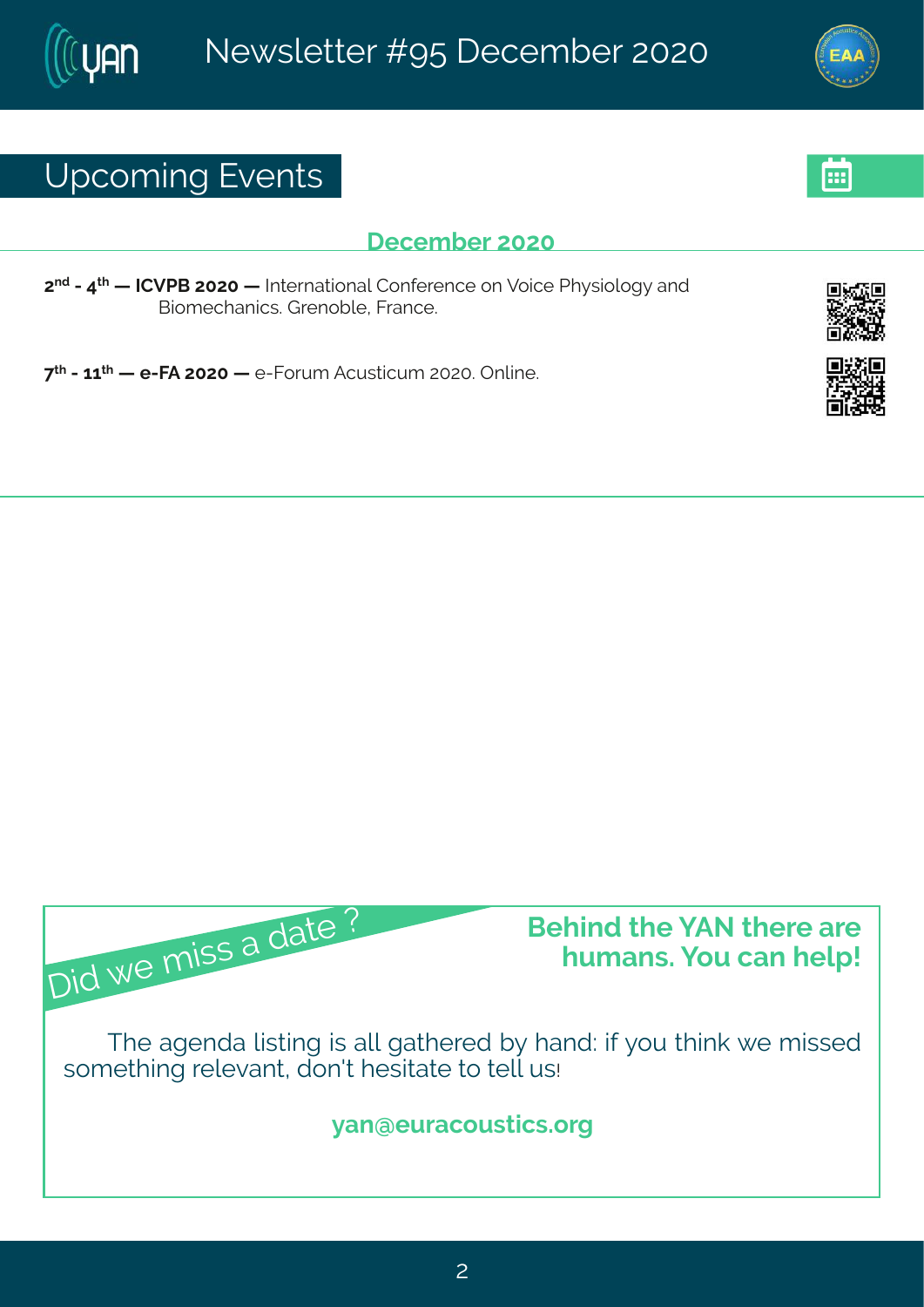## Upcoming Events

### December 2020

2nd - 4th — **ICVPB 2020 —** International Conference on Voice Physiology and Biomechanics. Grenoble, France.

7th - 11th — **e-FA 2020 —** e-Forum Acusticum 2020. Online.

Did we miss a date ?

**Behind the YAN there are humans. You can help!**

The agenda listing is all gathered by hand: if you think we missed something relevant, don't hesitate to tell us!

**yan@euracoustics.org**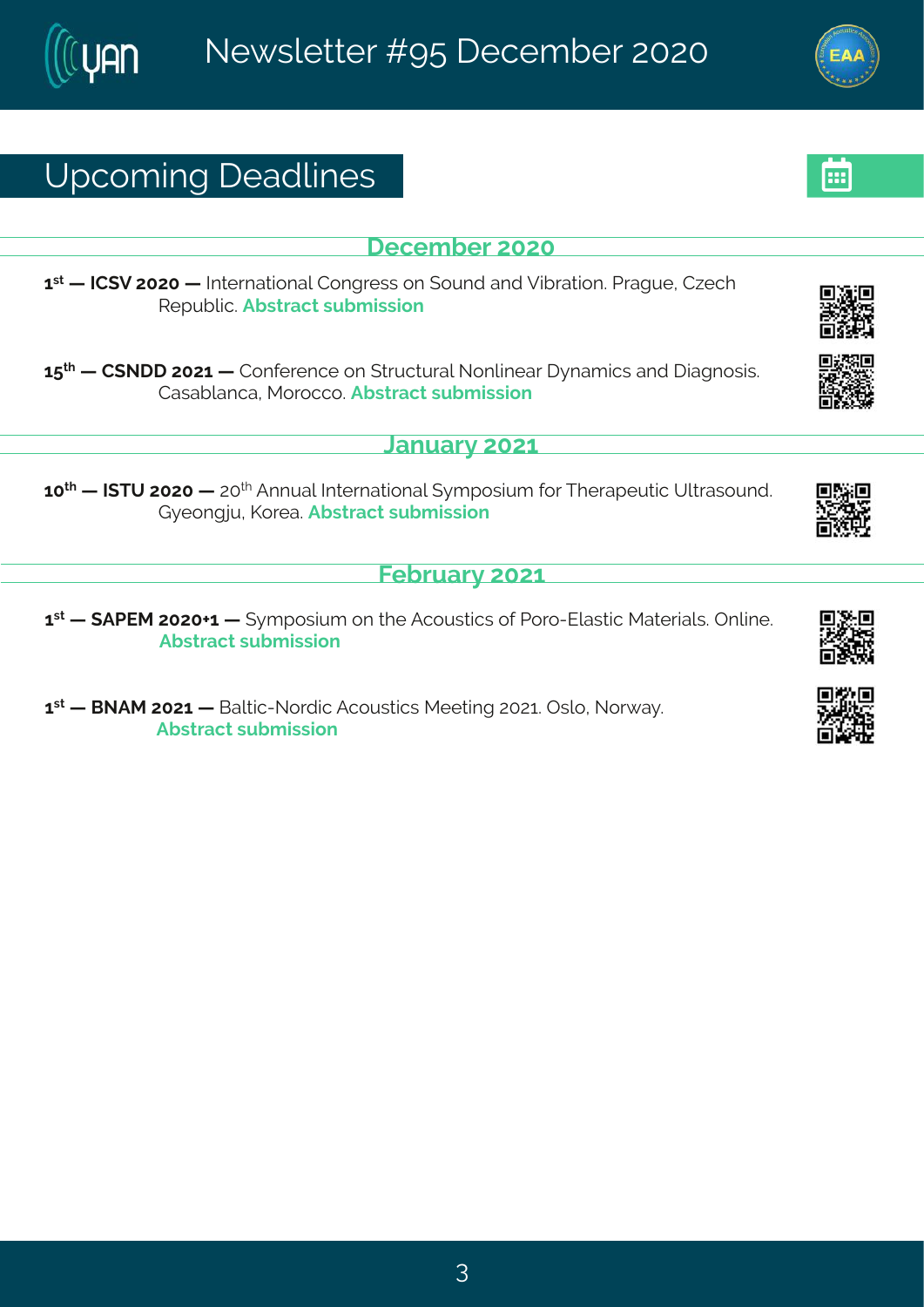# Upcoming Deadlines

## December 2020

**1st — ICSV 2020 —** International Congress on Sound and Vibration. Prague, Czech Republic. **Abstract submission**

**15th — CSNDD 2021 —** Conference on Structural Nonlinear Dynamics and Diagnosis. Casablanca, Morocco. **Abstract submission**

## January 2021

**10th — ISTU 2020 —** 20th Annual International Symposium for Therapeutic Ultrasound. Gyeongju, Korea. **Abstract submission**

## February 2021

**1st — SAPEM 2020+1 —** Symposium on the Acoustics of Poro-Elastic Materials. Online. **Abstract submission**

**1st — BNAM 2021 —** Baltic-Nordic Acoustics Meeting 2021. Oslo, Norway. **Abstract submission**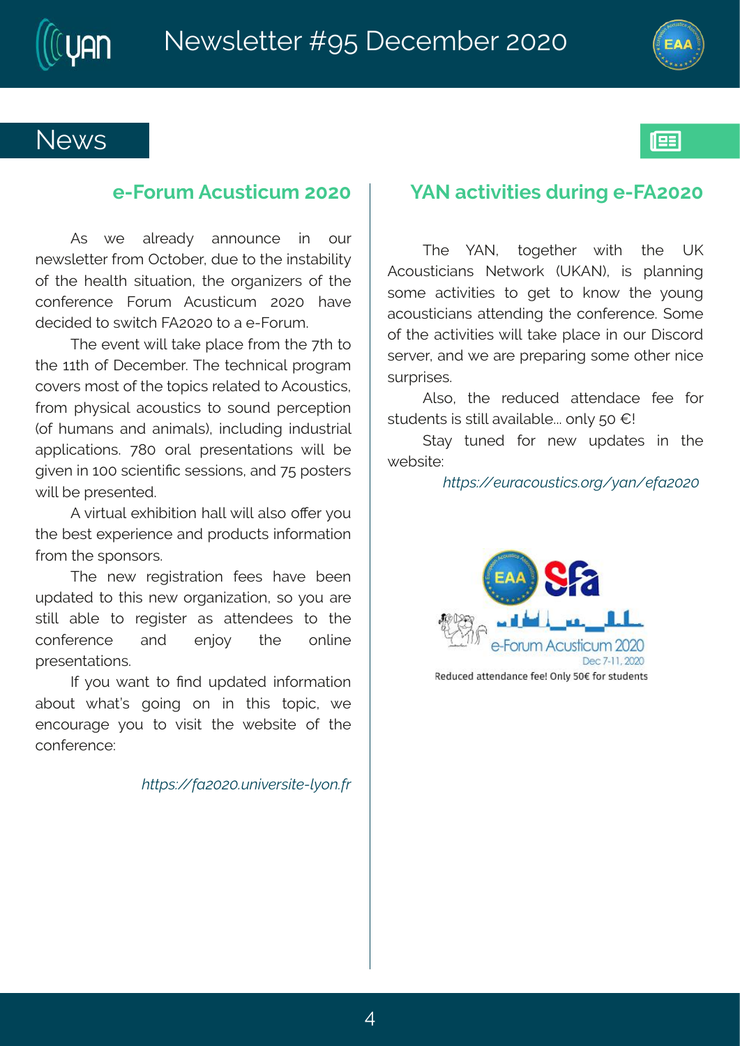## News

### e-Forum Acusticum 2020

As we already announce in our newsletter from October, due to the instability of the health situation, the organizers of the conference Forum Acusticum 2020 have decided to switch FA2020 to a e-Forum.

The event will take place from the 7th to the 11th of December. The technical program covers most of the topics related to Acoustics, from physical acoustics to sound perception (of humans and animals), including industrial applications. 780 oral presentations will be given in 100 scientific sessions, and 75 posters will be presented.

A virtual exhibition hall will also offer you the best experience and products information from the sponsors.

The new registration fees have been updated to this new organization, so you are still able to register as attendees to the conference and enjoy the online presentations.

If you want to find updated information about what's going on in this topic, we encourage you to visit the website of the conference:

*https://fa2020.universite-lyon.fr*

### YAN activities during e-FA2020

The YAN, together with the UK Acousticians Network (UKAN), is planning some activities to get to know the young acousticians attending the conference. Some of the activities will take place in our Discord server, and we are preparing some other nice surprises.

Also, the reduced attendace fee for students is still available... only 50 €!

Stay tuned for new updates in the website:

*https://euracoustics.org/yan/efa2020*

e-Forum Acusticum 2020
Dec 7-11, 2020

Reduced attendance fee! Only 50€ for students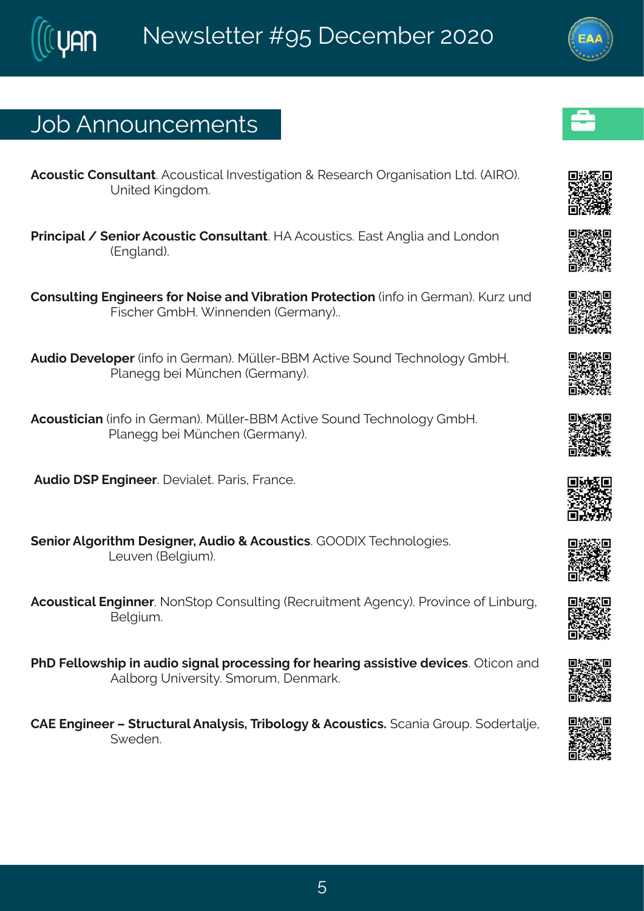## Job Announcements

**Acoustic Consultant**. Acoustical Investigation & Research Organisation Ltd. (AIRO). United Kingdom.

**Principal / Senior Acoustic Consultant**. HA Acoustics. East Anglia and London (England).

**Consulting Engineers for Noise and Vibration Protection** (info in German). Kurz und Fischer GmbH. Winnenden (Germany)..

**Audio Developer** (info in German). Müller-BBM Active Sound Technology GmbH. Planegg bei München (Germany).

**Acoustician** (info in German). Müller-BBM Active Sound Technology GmbH. Planegg bei München (Germany).

**Audio DSP Engineer**. Devialet. Paris, France.

**Senior Algorithm Designer, Audio & Acoustics**. GOODIX Technologies. Leuven (Belgium).

**Acoustical Enginner**. NonStop Consulting (Recruitment Agency). Province of Linburg, Belgium.

**PhD Fellowship in audio signal processing for hearing assistive devices**. Oticon and Aalborg University. Smorum, Denmark.

**CAE Engineer – Structural Analysis, Tribology & Acoustics.** Scania Group. Sodertalje, Sweden.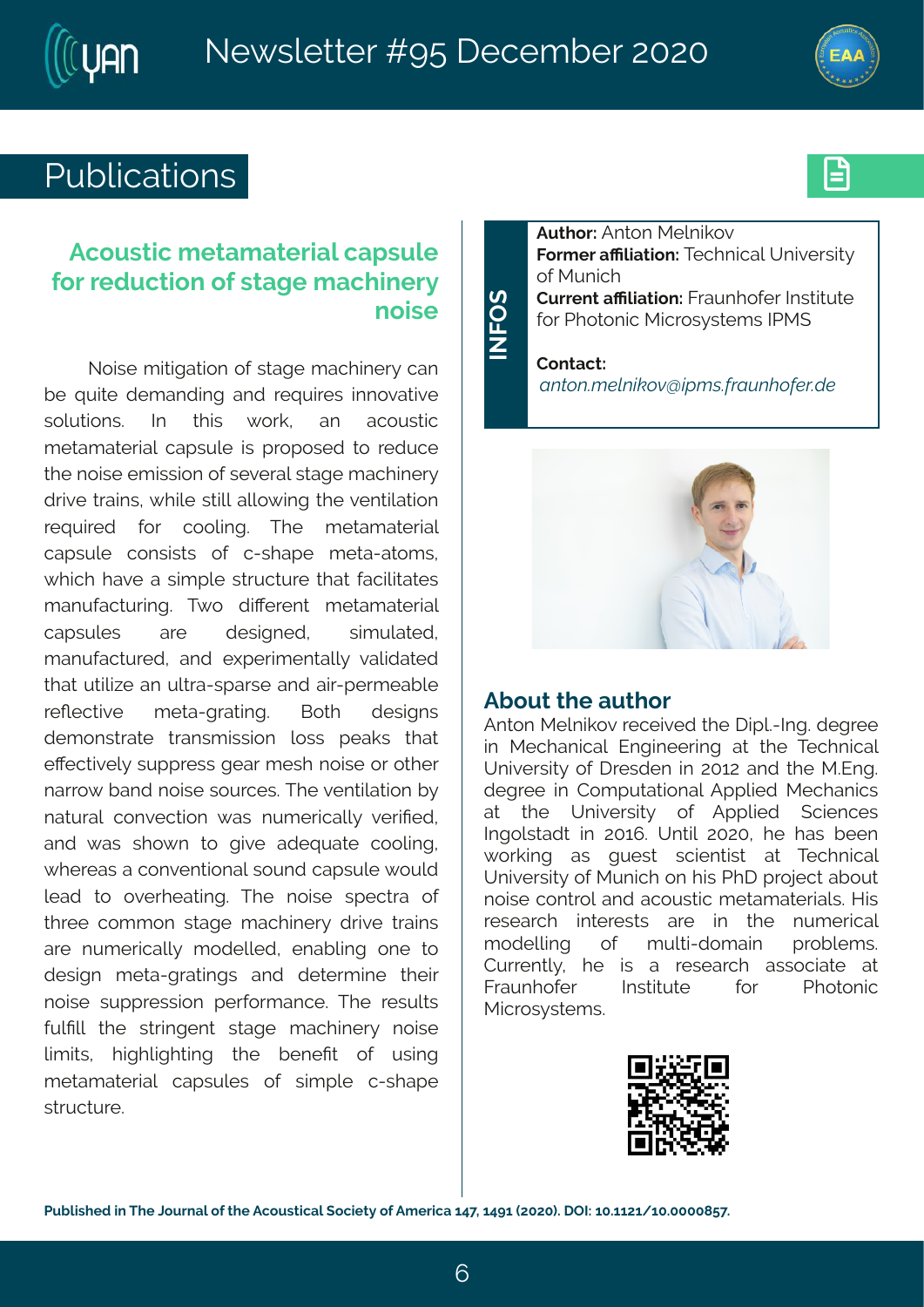# Publications

## Acoustic metamaterial capsule for reduction of stage machinery noise

Noise mitigation of stage machinery can be quite demanding and requires innovative solutions. In this work, an acoustic metamaterial capsule is proposed to reduce the noise emission of several stage machinery drive trains, while still allowing the ventilation required for cooling. The metamaterial capsule consists of c-shape meta-atoms, which have a simple structure that facilitates manufacturing. Two different metamaterial capsules are designed, simulated, manufactured, and experimentally validated that utilize an ultra-sparse and air-permeable reflective meta-grating. Both designs demonstrate transmission loss peaks that effectively suppress gear mesh noise or other narrow band noise sources. The ventilation by natural convection was numerically verified, and was shown to give adequate cooling, whereas a conventional sound capsule would lead to overheating. The noise spectra of three common stage machinery drive trains are numerically modelled, enabling one to design meta-gratings and determine their noise suppression performance. The results fulfill the stringent stage machinery noise limits, highlighting the benefit of using metamaterial capsules of simple c-shape structure.

**INFOS**

**Author:** Anton Melnikov
**Former affiliation:** Technical University of Munich
**Current affiliation:** Fraunhofer Institute for Photonic Microsystems IPMS

**Contact:**
*anton.melnikov@ipms.fraunhofer.de*

### About the author

Anton Melnikov received the Dipl.-Ing. degree in Mechanical Engineering at the Technical University of Dresden in 2012 and the M.Eng. degree in Computational Applied Mechanics at the University of Applied Sciences Ingolstadt in 2016. Until 2020, he has been working as guest scientist at Technical University of Munich on his PhD project about noise control and acoustic metamaterials. His research interests are in the numerical modelling of multi-domain problems. Currently, he is a research associate at Fraunhofer Institute for Photonic Microsystems.

**Published in The Journal of the Acoustical Society of America 147, 1491 (2020). DOI: 10.1121/10.0000857.**